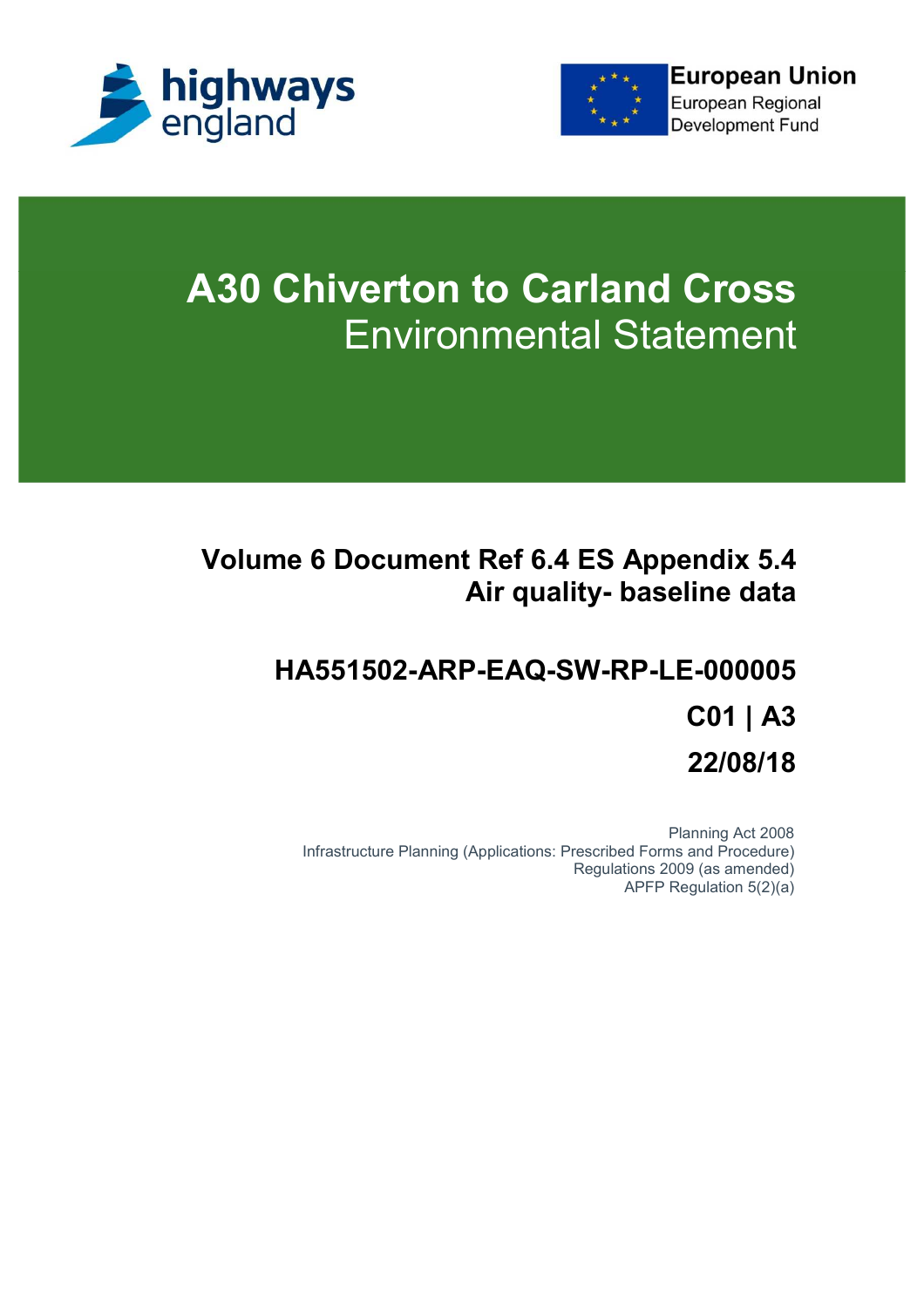highways england

European Union
European Regional Development Fund

# A30 Chiverton to Carland Cross
## Environmental Statement

**Volume 6 Document Ref 6.4 ES Appendix 5.4**
**Air quality- baseline data**

**HA551502-ARP-EAQ-SW-RP-LE-000005**

**C01 | A3**

**22/08/18**

Planning Act 2008
Infrastructure Planning (Applications: Prescribed Forms and Procedure) Regulations 2009 (as amended)
APFP Regulation 5(2)(a)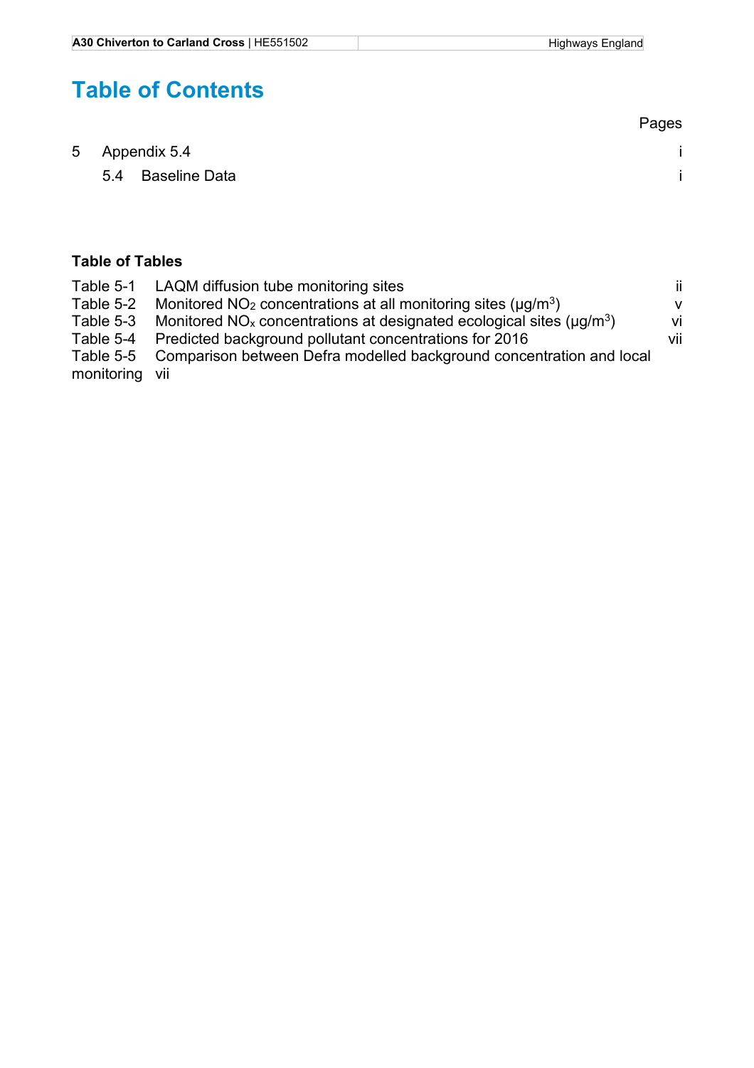# Table of Contents

| | Pages |
|---|---|
| 5 Appendix 5.4 | i |
| 5.4 Baseline Data | i |

**Table of Tables**

| | | |
|---|---|---|
| Table 5-1 | LAQM diffusion tube monitoring sites | ii |
| Table 5-2 | Monitored $NO_2$ concentrations at all monitoring sites (μg/m$^3$) | v |
| Table 5-3 | Monitored $NO_x$ concentrations at designated ecological sites (μg/m$^3$) | vi |
| Table 5-4 | Predicted background pollutant concentrations for 2016 | vii |
| Table 5-5 | Comparison between Defra modelled background concentration and local monitoring | vii |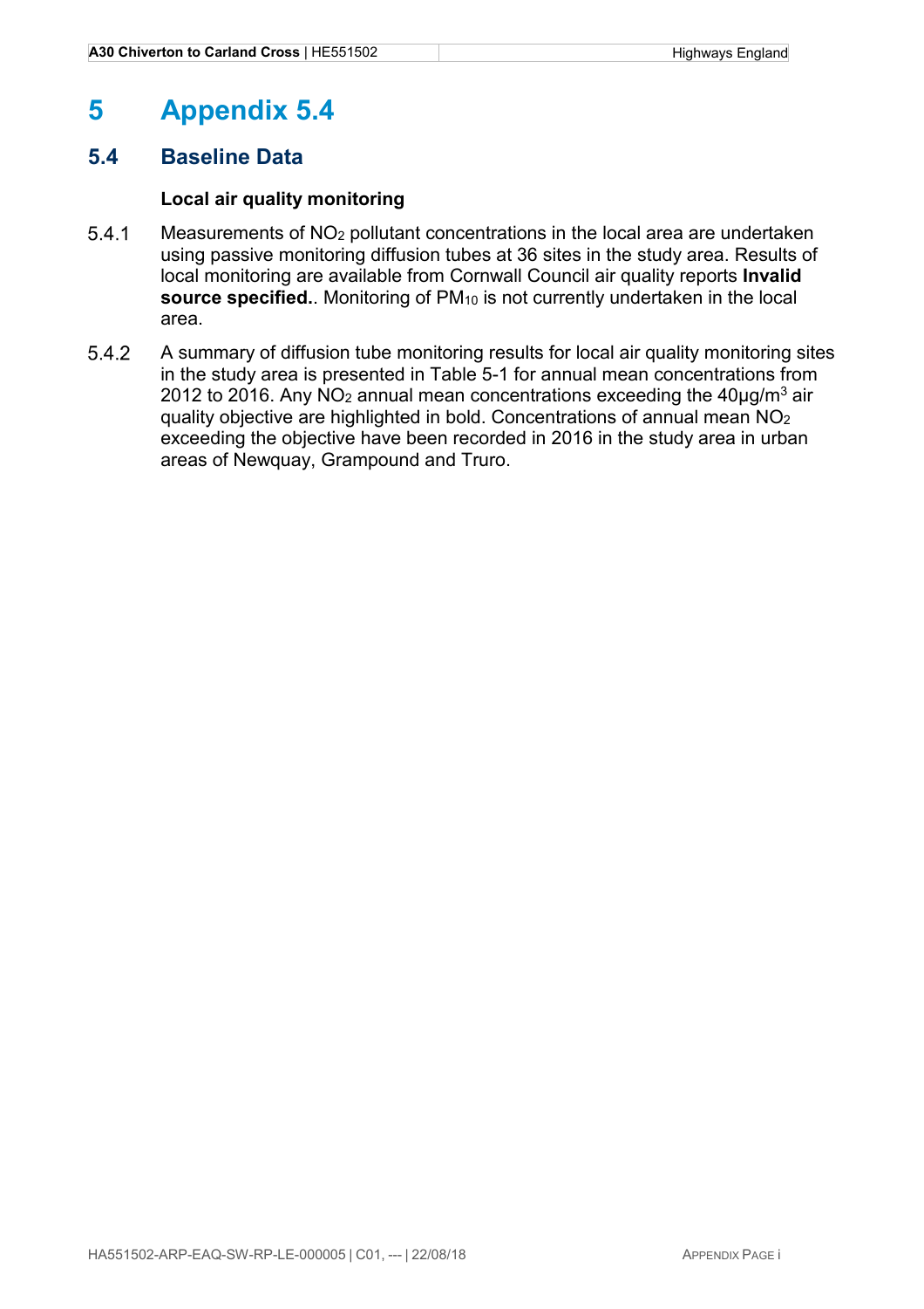# 5 Appendix 5.4

## 5.4 Baseline Data

### Local air quality monitoring

5.4.1 Measurements of $NO_2$ pollutant concentrations in the local area are undertaken using passive monitoring diffusion tubes at 36 sites in the study area. Results of local monitoring are available from Cornwall Council air quality reports **Invalid source specified.**. Monitoring of $PM_{10}$ is not currently undertaken in the local area.

5.4.2 A summary of diffusion tube monitoring results for local air quality monitoring sites in the study area is presented in Table 5-1 for annual mean concentrations from 2012 to 2016. Any $NO_2$ annual mean concentrations exceeding the 40µg/m$^3$ air quality objective are highlighted in bold. Concentrations of annual mean $NO_2$ exceeding the objective have been recorded in 2016 in the study area in urban areas of Newquay, Grampound and Truro.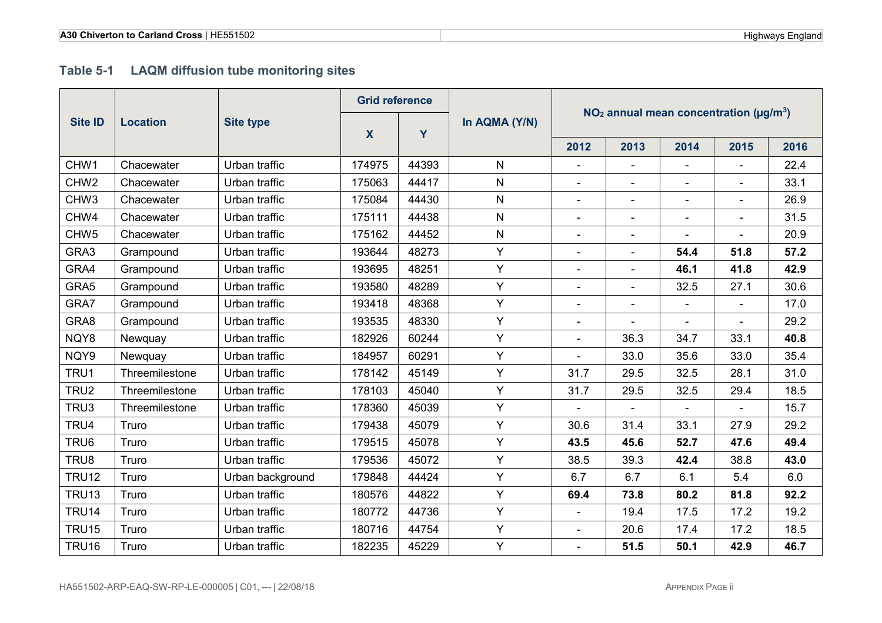### Table 5-1 LAQM diffusion tube monitoring sites

| Site ID | Location | Site type | Grid reference | | In AQMA (Y/N) | $NO_2$ annual mean concentration (µg/m$^3$) | | | | |
|---|---|---|---|---|---|---|---|---|---|---|
| | | | X | Y | | 2012 | 2013 | 2014 | 2015 | 2016 |
| CHW1 | Chacewater | Urban traffic | 174975 | 44393 | N | - | - | - | - | 22.4 |
| CHW2 | Chacewater | Urban traffic | 175063 | 44417 | N | - | - | - | - | 33.1 |
| CHW3 | Chacewater | Urban traffic | 175084 | 44430 | N | - | - | - | - | 26.9 |
| CHW4 | Chacewater | Urban traffic | 175111 | 44438 | N | - | - | - | - | 31.5 |
| CHW5 | Chacewater | Urban traffic | 175162 | 44452 | N | - | - | - | - | 20.9 |
| GRA3 | Grampound | Urban traffic | 193644 | 48273 | Y | - | - | **54.4** | **51.8** | **57.2** |
| GRA4 | Grampound | Urban traffic | 193695 | 48251 | Y | - | - | **46.1** | **41.8** | **42.9** |
| GRA5 | Grampound | Urban traffic | 193580 | 48289 | Y | - | - | 32.5 | 27.1 | 30.6 |
| GRA7 | Grampound | Urban traffic | 193418 | 48368 | Y | - | - | - | - | 17.0 |
| GRA8 | Grampound | Urban traffic | 193535 | 48330 | Y | - | - | - | - | 29.2 |
| NQY8 | Newquay | Urban traffic | 182926 | 60244 | Y | - | 36.3 | 34.7 | 33.1 | **40.8** |
| NQY9 | Newquay | Urban traffic | 184957 | 60291 | Y | - | 33.0 | 35.6 | 33.0 | 35.4 |
| TRU1 | Threemilestone | Urban traffic | 178142 | 45149 | Y | 31.7 | 29.5 | 32.5 | 28.1 | 31.0 |
| TRU2 | Threemilestone | Urban traffic | 178103 | 45040 | Y | 31.7 | 29.5 | 32.5 | 29.4 | 18.5 |
| TRU3 | Threemilestone | Urban traffic | 178360 | 45039 | Y | - | - | - | - | 15.7 |
| TRU4 | Truro | Urban traffic | 179438 | 45079 | Y | 30.6 | 31.4 | 33.1 | 27.9 | 29.2 |
| TRU6 | Truro | Urban traffic | 179515 | 45078 | Y | **43.5** | **45.6** | **52.7** | **47.6** | **49.4** |
| TRU8 | Truro | Urban traffic | 179536 | 45072 | Y | 38.5 | 39.3 | **42.4** | 38.8 | **43.0** |
| TRU12 | Truro | Urban background | 179848 | 44424 | Y | 6.7 | 6.7 | 6.1 | 5.4 | 6.0 |
| TRU13 | Truro | Urban traffic | 180576 | 44822 | Y | **69.4** | **73.8** | **80.2** | **81.8** | **92.2** |
| TRU14 | Truro | Urban traffic | 180772 | 44736 | Y | - | 19.4 | 17.5 | 17.2 | 19.2 |
| TRU15 | Truro | Urban traffic | 180716 | 44754 | Y | - | 20.6 | 17.4 | 17.2 | 18.5 |
| TRU16 | Truro | Urban traffic | 182235 | 45229 | Y | - | **51.5** | **50.1** | **42.9** | **46.7** |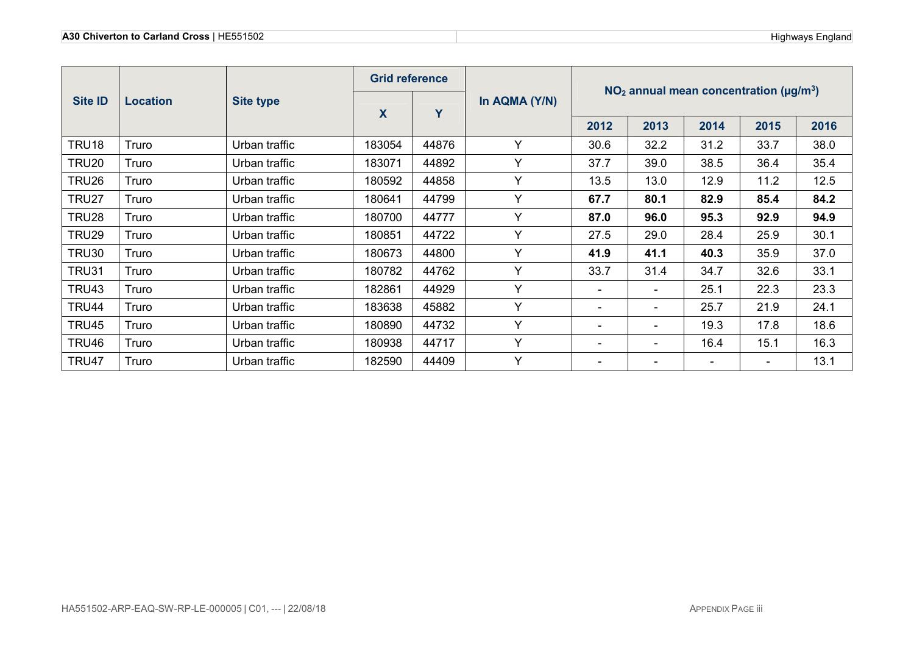| Site ID | Location | Site type | Grid reference | | In AQMA (Y/N) | $NO_2$ annual mean concentration (µg/m$^3$) | | | | |
|---|---|---|---|---|---|---|---|---|---|---|
| | | | X | Y | | 2012 | 2013 | 2014 | 2015 | 2016 |
| TRU18 | Truro | Urban traffic | 183054 | 44876 | Y | 30.6 | 32.2 | 31.2 | 33.7 | 38.0 |
| TRU20 | Truro | Urban traffic | 183071 | 44892 | Y | 37.7 | 39.0 | 38.5 | 36.4 | 35.4 |
| TRU26 | Truro | Urban traffic | 180592 | 44858 | Y | 13.5 | 13.0 | 12.9 | 11.2 | 12.5 |
| TRU27 | Truro | Urban traffic | 180641 | 44799 | Y | **67.7** | **80.1** | **82.9** | **85.4** | **84.2** |
| TRU28 | Truro | Urban traffic | 180700 | 44777 | Y | **87.0** | **96.0** | **95.3** | **92.9** | **94.9** |
| TRU29 | Truro | Urban traffic | 180851 | 44722 | Y | 27.5 | 29.0 | 28.4 | 25.9 | 30.1 |
| TRU30 | Truro | Urban traffic | 180673 | 44800 | Y | **41.9** | **41.1** | **40.3** | 35.9 | 37.0 |
| TRU31 | Truro | Urban traffic | 180782 | 44762 | Y | 33.7 | 31.4 | 34.7 | 32.6 | 33.1 |
| TRU43 | Truro | Urban traffic | 182861 | 44929 | Y | - | - | 25.1 | 22.3 | 23.3 |
| TRU44 | Truro | Urban traffic | 183638 | 45882 | Y | - | - | 25.7 | 21.9 | 24.1 |
| TRU45 | Truro | Urban traffic | 180890 | 44732 | Y | - | - | 19.3 | 17.8 | 18.6 |
| TRU46 | Truro | Urban traffic | 180938 | 44717 | Y | - | - | 16.4 | 15.1 | 16.3 |
| TRU47 | Truro | Urban traffic | 182590 | 44409 | Y | - | - | - | - | 13.1 |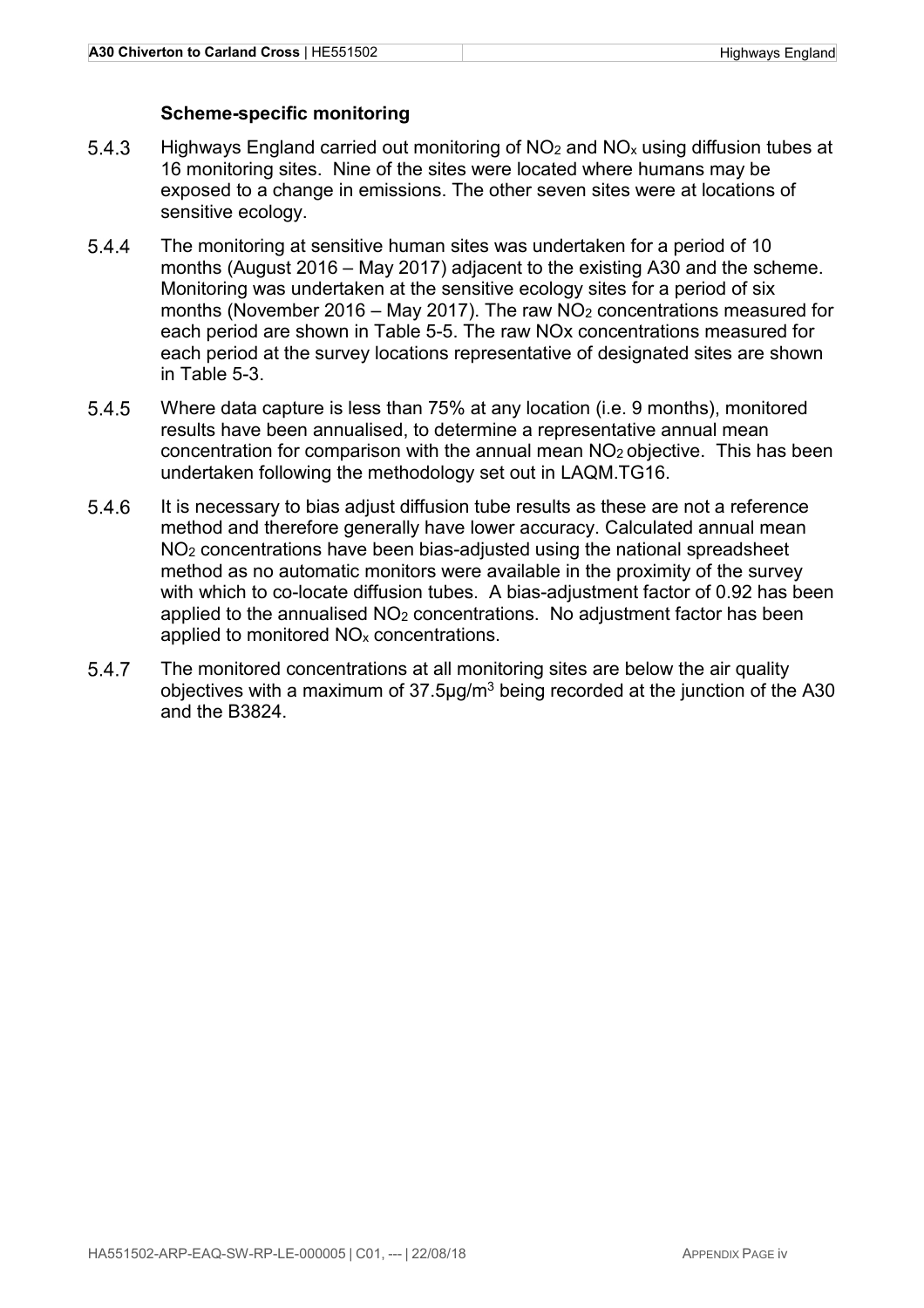### Scheme-specific monitoring

5.4.3 Highways England carried out monitoring of $NO_2$ and $NO_x$ using diffusion tubes at 16 monitoring sites. Nine of the sites were located where humans may be exposed to a change in emissions. The other seven sites were at locations of sensitive ecology.

5.4.4 The monitoring at sensitive human sites was undertaken for a period of 10 months (August 2016 – May 2017) adjacent to the existing A30 and the scheme. Monitoring was undertaken at the sensitive ecology sites for a period of six months (November 2016 – May 2017). The raw $NO_2$ concentrations measured for each period are shown in Table 5-5. The raw NOx concentrations measured for each period at the survey locations representative of designated sites are shown in Table 5-3.

5.4.5 Where data capture is less than 75% at any location (i.e. 9 months), monitored results have been annualised, to determine a representative annual mean concentration for comparison with the annual mean $NO_2$ objective. This has been undertaken following the methodology set out in LAQM.TG16.

5.4.6 It is necessary to bias adjust diffusion tube results as these are not a reference method and therefore generally have lower accuracy. Calculated annual mean $NO_2$ concentrations have been bias-adjusted using the national spreadsheet method as no automatic monitors were available in the proximity of the survey with which to co-locate diffusion tubes. A bias-adjustment factor of 0.92 has been applied to the annualised $NO_2$ concentrations. No adjustment factor has been applied to monitored $NO_x$ concentrations.

5.4.7 The monitored concentrations at all monitoring sites are below the air quality objectives with a maximum of 37.5µg/m$^3$ being recorded at the junction of the A30 and the B3824.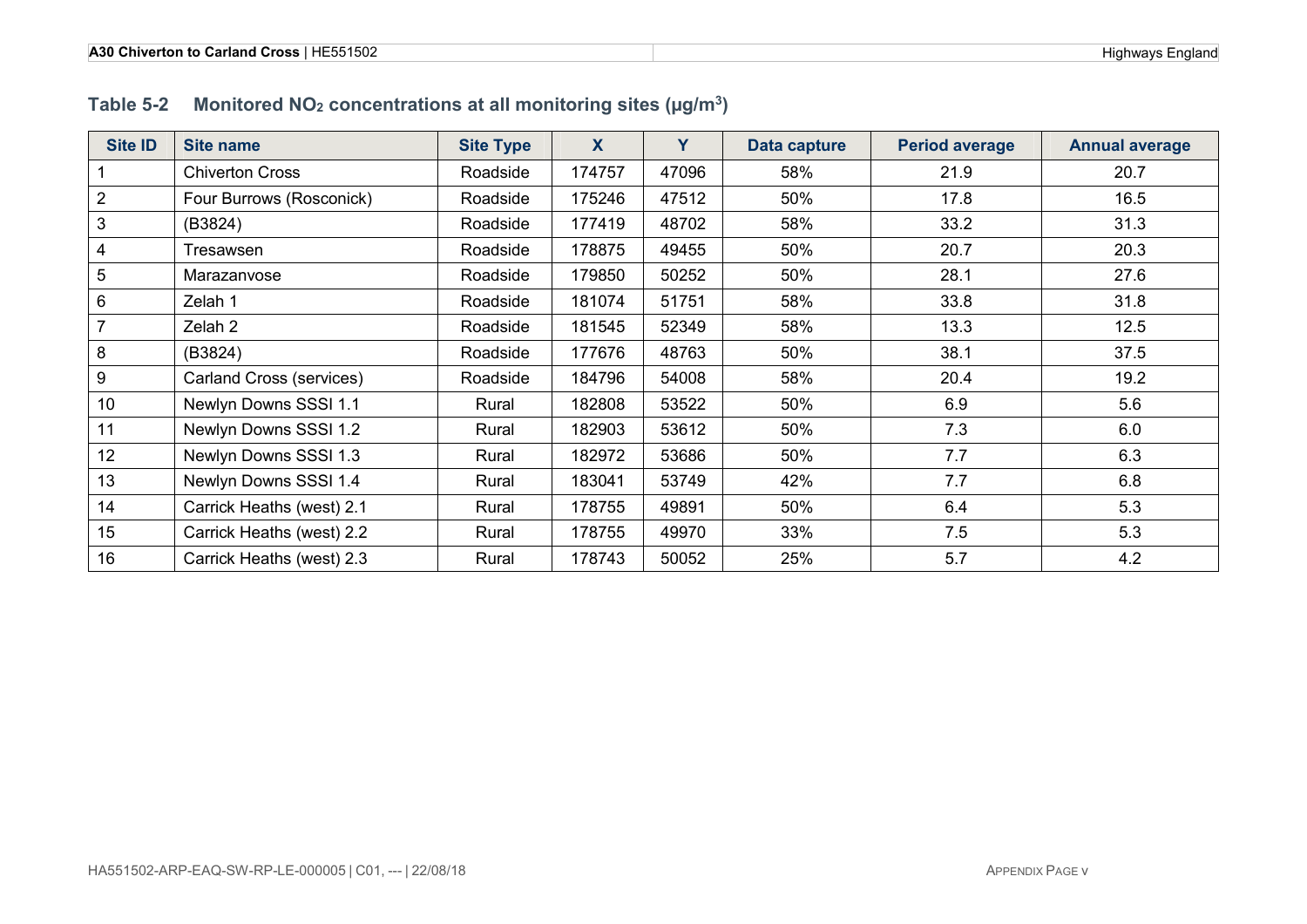**Table 5-2 Monitored $NO_2$ concentrations at all monitoring sites ($\mu g/m^3$)**

| Site ID | Site name | Site Type | X | Y | Data capture | Period average | Annual average |
|---|---|---|---|---|---|---|---|
| 1 | Chiverton Cross | Roadside | 174757 | 47096 | 58% | 21.9 | 20.7 |
| 2 | Four Burrows (Rosconick) | Roadside | 175246 | 47512 | 50% | 17.8 | 16.5 |
| 3 | (B3824) | Roadside | 177419 | 48702 | 58% | 33.2 | 31.3 |
| 4 | Tresawsen | Roadside | 178875 | 49455 | 50% | 20.7 | 20.3 |
| 5 | Marazanvose | Roadside | 179850 | 50252 | 50% | 28.1 | 27.6 |
| 6 | Zelah 1 | Roadside | 181074 | 51751 | 58% | 33.8 | 31.8 |
| 7 | Zelah 2 | Roadside | 181545 | 52349 | 58% | 13.3 | 12.5 |
| 8 | (B3824) | Roadside | 177676 | 48763 | 50% | 38.1 | 37.5 |
| 9 | Carland Cross (services) | Roadside | 184796 | 54008 | 58% | 20.4 | 19.2 |
| 10 | Newlyn Downs SSSI 1.1 | Rural | 182808 | 53522 | 50% | 6.9 | 5.6 |
| 11 | Newlyn Downs SSSI 1.2 | Rural | 182903 | 53612 | 50% | 7.3 | 6.0 |
| 12 | Newlyn Downs SSSI 1.3 | Rural | 182972 | 53686 | 50% | 7.7 | 6.3 |
| 13 | Newlyn Downs SSSI 1.4 | Rural | 183041 | 53749 | 42% | 7.7 | 6.8 |
| 14 | Carrick Heaths (west) 2.1 | Rural | 178755 | 49891 | 50% | 6.4 | 5.3 |
| 15 | Carrick Heaths (west) 2.2 | Rural | 178755 | 49970 | 33% | 7.5 | 5.3 |
| 16 | Carrick Heaths (west) 2.3 | Rural | 178743 | 50052 | 25% | 5.7 | 4.2 |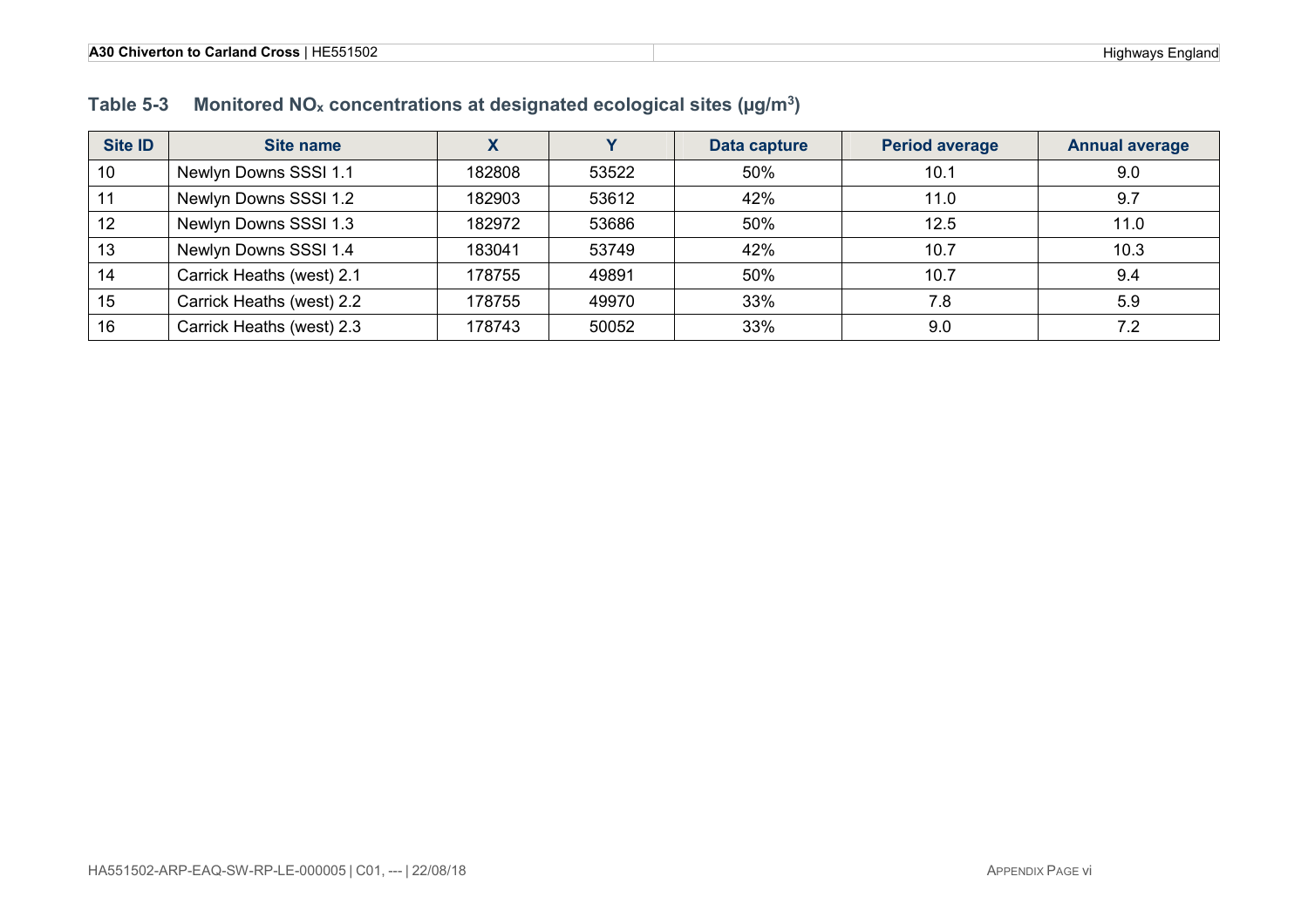**Table 5-3 Monitored $NO_x$ concentrations at designated ecological sites (μg/m$^3$)**

| Site ID | Site name | X | Y | Data capture | Period average | Annual average |
|---|---|---|---|---|---|---|
| 10 | Newlyn Downs SSSI 1.1 | 182808 | 53522 | 50% | 10.1 | 9.0 |
| 11 | Newlyn Downs SSSI 1.2 | 182903 | 53612 | 42% | 11.0 | 9.7 |
| 12 | Newlyn Downs SSSI 1.3 | 182972 | 53686 | 50% | 12.5 | 11.0 |
| 13 | Newlyn Downs SSSI 1.4 | 183041 | 53749 | 42% | 10.7 | 10.3 |
| 14 | Carrick Heaths (west) 2.1 | 178755 | 49891 | 50% | 10.7 | 9.4 |
| 15 | Carrick Heaths (west) 2.2 | 178755 | 49970 | 33% | 7.8 | 5.9 |
| 16 | Carrick Heaths (west) 2.3 | 178743 | 50052 | 33% | 9.0 | 7.2 |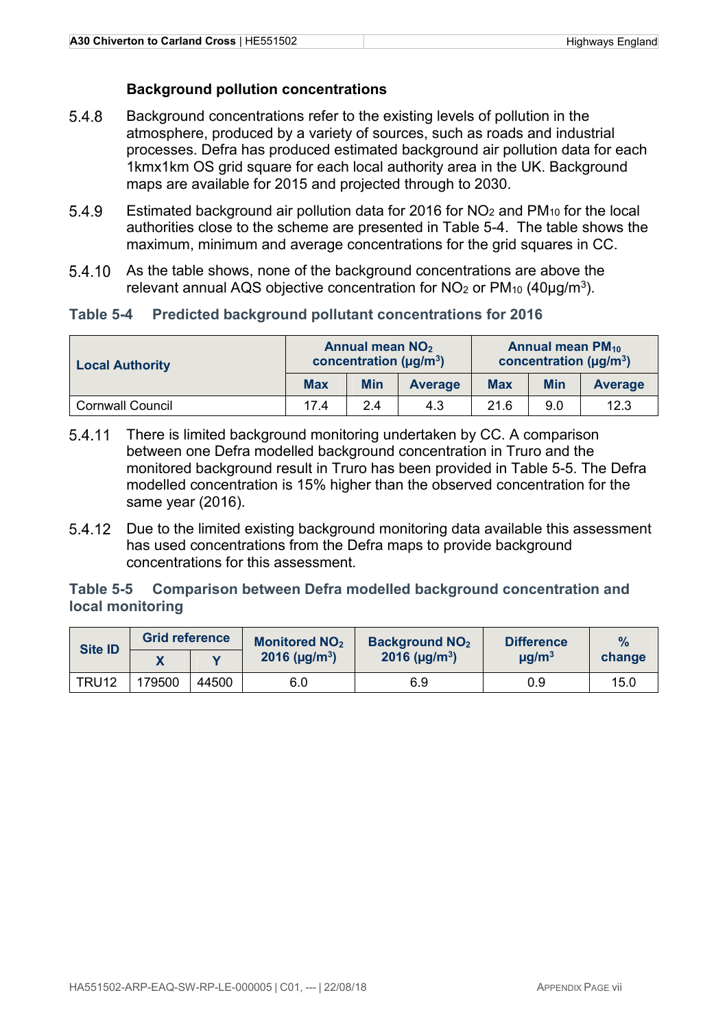### Background pollution concentrations

5.4.8 Background concentrations refer to the existing levels of pollution in the atmosphere, produced by a variety of sources, such as roads and industrial processes. Defra has produced estimated background air pollution data for each 1kmx1km OS grid square for each local authority area in the UK. Background maps are available for 2015 and projected through to 2030.

5.4.9 Estimated background air pollution data for 2016 for $NO_2$ and $PM_{10}$ for the local authorities close to the scheme are presented in Table 5-4. The table shows the maximum, minimum and average concentrations for the grid squares in CC.

5.4.10 As the table shows, none of the background concentrations are above the relevant annual AQS objective concentration for $NO_2$ or $PM_{10}$ (40µg/m$^3$).

**Table 5-4 Predicted background pollutant concentrations for 2016**

| Local Authority | Annual mean $NO_2$ concentration (µg/m$^3$) | | | Annual mean $PM_{10}$ concentration (µg/m$^3$) | | |
|---|---|---|---|---|---|---|
| | Max | Min | Average | Max | Min | Average |
| Cornwall Council | 17.4 | 2.4 | 4.3 | 21.6 | 9.0 | 12.3 |

5.4.11 There is limited background monitoring undertaken by CC. A comparison between one Defra modelled background concentration in Truro and the monitored background result in Truro has been provided in Table 5-5. The Defra modelled concentration is 15% higher than the observed concentration for the same year (2016).

5.4.12 Due to the limited existing background monitoring data available this assessment has used concentrations from the Defra maps to provide background concentrations for this assessment.

**Table 5-5 Comparison between Defra modelled background concentration and local monitoring**

| Site ID | Grid reference | | Monitored $NO_2$ 2016 (µg/m$^3$) | Background $NO_2$ 2016 (µg/m$^3$) | Difference µg/m$^3$ | % change |
|---|---|---|---|---|---|---|
| | X | Y | | | | |
| TRU12 | 179500 | 44500 | 6.0 | 6.9 | 0.9 | 15.0 |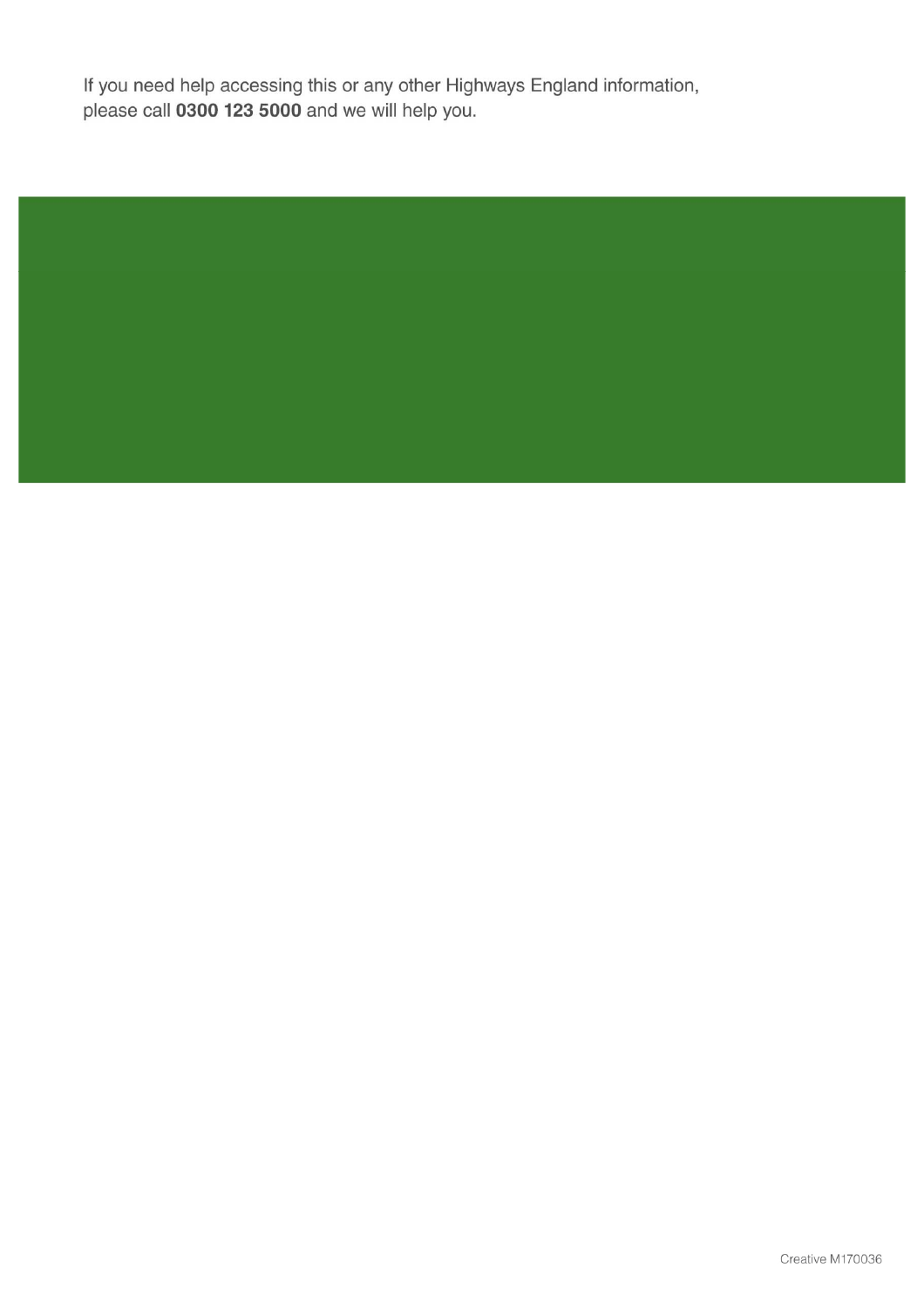If you need help accessing this or any other Highways England information, please call **0300 123 5000** and we will help you.

Creative M170036